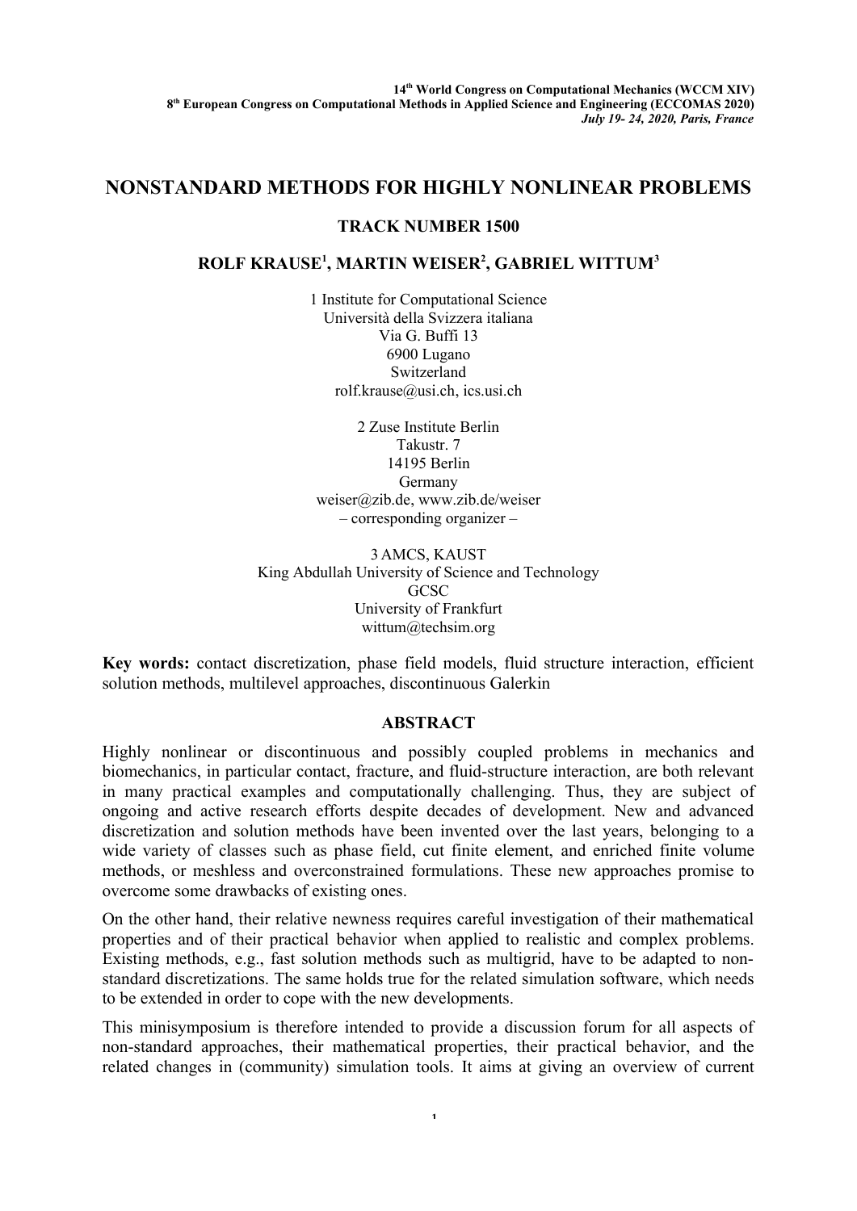# NONSTANDARD METHODS FOR HIGHLY NONLINEAR PROBLEMS

**TRACK NUMBER 1500**

**ROLF KRAUSE[1], MARTIN WEISER[2], GABRIEL WITTUM[3]**

1 Institute for Computational Science
Università della Svizzera italiana
Via G. Buffi 13
6900 Lugano
Switzerland
rolf.krause@usi.ch, ics.usi.ch

2 Zuse Institute Berlin
Takustr. 7
14195 Berlin
Germany
weiser@zib.de, www.zib.de/weiser
– corresponding organizer –

3 AMCS, KAUST
King Abdullah University of Science and Technology
GCSC
University of Frankfurt
wittum@techsim.org

**Key words:** contact discretization, phase field models, fluid structure interaction, efficient solution methods, multilevel approaches, discontinuous Galerkin

## ABSTRACT

Highly nonlinear or discontinuous and possibly coupled problems in mechanics and biomechanics, in particular contact, fracture, and fluid-structure interaction, are both relevant in many practical examples and computationally challenging. Thus, they are subject of ongoing and active research efforts despite decades of development. New and advanced discretization and solution methods have been invented over the last years, belonging to a wide variety of classes such as phase field, cut finite element, and enriched finite volume methods, or meshless and overconstrained formulations. These new approaches promise to overcome some drawbacks of existing ones.

On the other hand, their relative newness requires careful investigation of their mathematical properties and of their practical behavior when applied to realistic and complex problems. Existing methods, e.g., fast solution methods such as multigrid, have to be adapted to non-standard discretizations. The same holds true for the related simulation software, which needs to be extended in order to cope with the new developments.

This minisymposium is therefore intended to provide a discussion forum for all aspects of non-standard approaches, their mathematical properties, their practical behavior, and the related changes in (community) simulation tools. It aims at giving an overview of current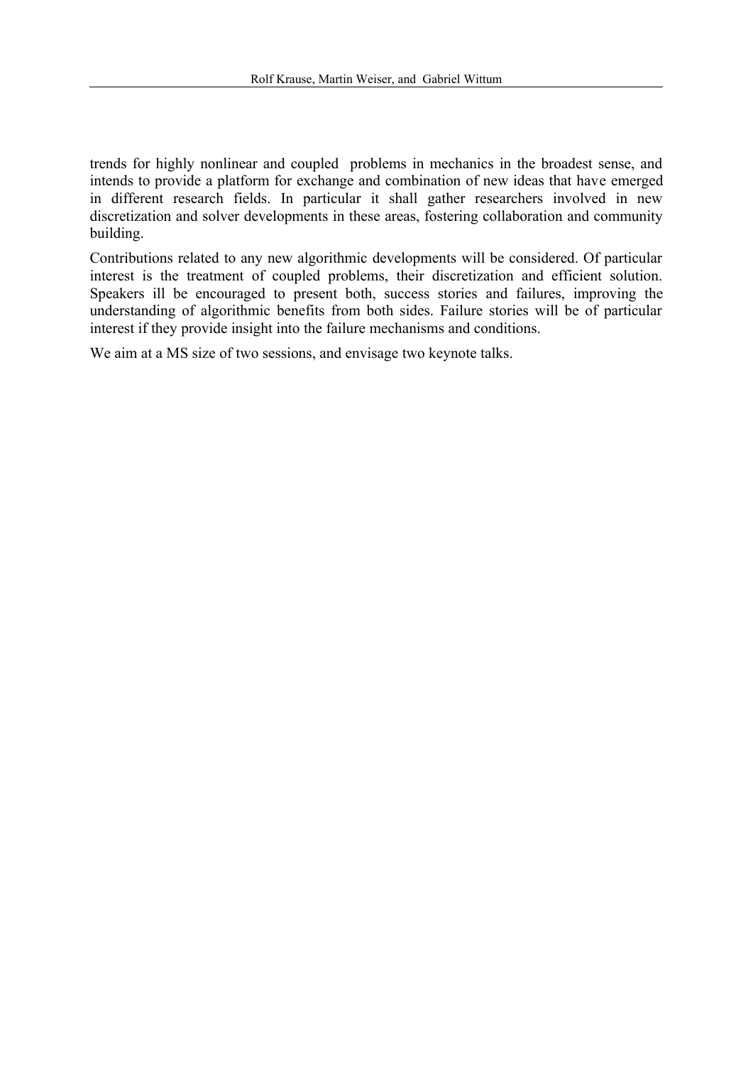trends for highly nonlinear and coupled problems in mechanics in the broadest sense, and intends to provide a platform for exchange and combination of new ideas that have emerged in different research fields. In particular it shall gather researchers involved in new discretization and solver developments in these areas, fostering collaboration and community building.

Contributions related to any new algorithmic developments will be considered. Of particular interest is the treatment of coupled problems, their discretization and efficient solution. Speakers ill be encouraged to present both, success stories and failures, improving the understanding of algorithmic benefits from both sides. Failure stories will be of particular interest if they provide insight into the failure mechanisms and conditions.

We aim at a MS size of two sessions, and envisage two keynote talks.